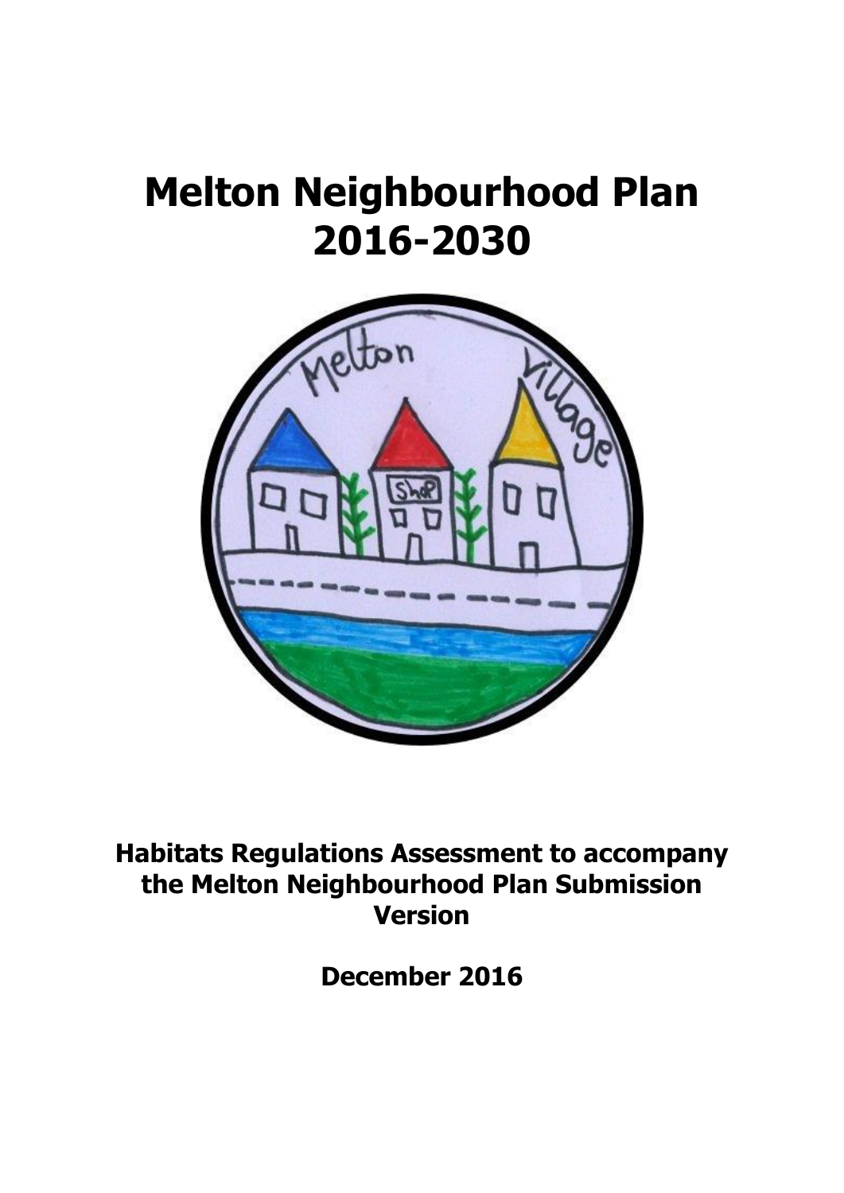# Melton Neighbourhood Plan 2016-2030

**Habitats Regulations Assessment to accompany the Melton Neighbourhood Plan Submission Version**

**December 2016**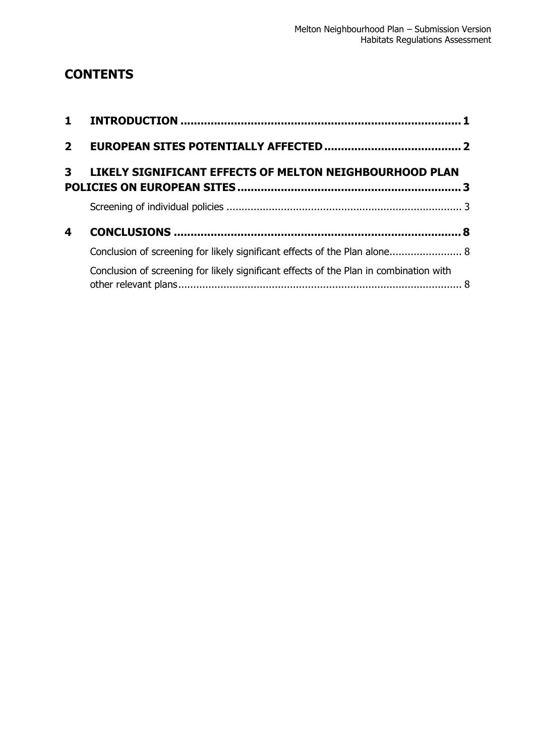# CONTENTS

1 INTRODUCTION ........................................................................ 1

2 EUROPEAN SITES POTENTIALLY AFFECTED ........................................ 2

3 LIKELY SIGNIFICANT EFFECTS OF MELTON NEIGHBOURHOOD PLAN POLICIES ON EUROPEAN SITES ........................................................ 3

  Screening of individual policies ................................................... 3

4 CONCLUSIONS ......................................................................... 8

  Conclusion of screening for likely significant effects of the Plan alone........................ 8

  Conclusion of screening for likely significant effects of the Plan in combination with other relevant plans............................................................................................ 8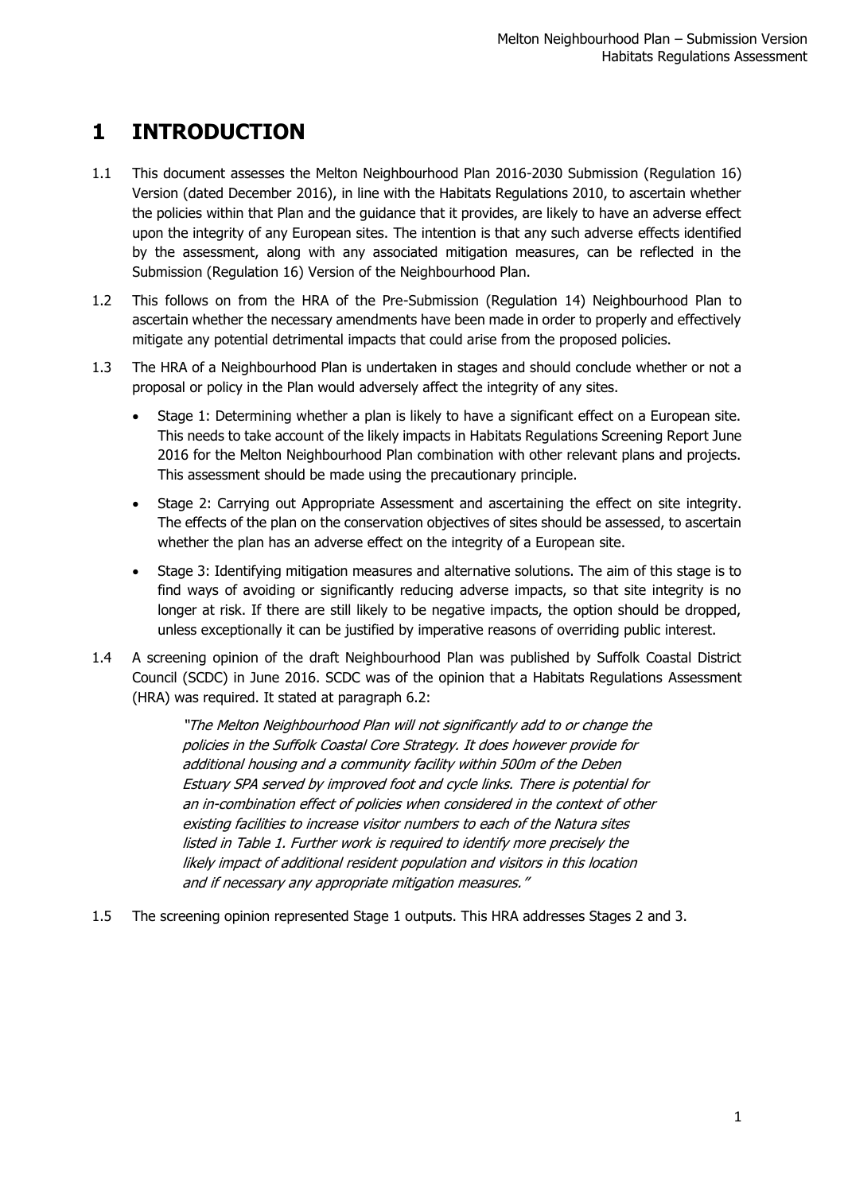# 1 INTRODUCTION

1.1 This document assesses the Melton Neighbourhood Plan 2016-2030 Submission (Regulation 16) Version (dated December 2016), in line with the Habitats Regulations 2010, to ascertain whether the policies within that Plan and the guidance that it provides, are likely to have an adverse effect upon the integrity of any European sites. The intention is that any such adverse effects identified by the assessment, along with any associated mitigation measures, can be reflected in the Submission (Regulation 16) Version of the Neighbourhood Plan.

1.2 This follows on from the HRA of the Pre-Submission (Regulation 14) Neighbourhood Plan to ascertain whether the necessary amendments have been made in order to properly and effectively mitigate any potential detrimental impacts that could arise from the proposed policies.

1.3 The HRA of a Neighbourhood Plan is undertaken in stages and should conclude whether or not a proposal or policy in the Plan would adversely affect the integrity of any sites.

- Stage 1: Determining whether a plan is likely to have a significant effect on a European site. This needs to take account of the likely impacts in Habitats Regulations Screening Report June 2016 for the Melton Neighbourhood Plan combination with other relevant plans and projects. This assessment should be made using the precautionary principle.
- Stage 2: Carrying out Appropriate Assessment and ascertaining the effect on site integrity. The effects of the plan on the conservation objectives of sites should be assessed, to ascertain whether the plan has an adverse effect on the integrity of a European site.
- Stage 3: Identifying mitigation measures and alternative solutions. The aim of this stage is to find ways of avoiding or significantly reducing adverse impacts, so that site integrity is no longer at risk. If there are still likely to be negative impacts, the option should be dropped, unless exceptionally it can be justified by imperative reasons of overriding public interest.

1.4 A screening opinion of the draft Neighbourhood Plan was published by Suffolk Coastal District Council (SCDC) in June 2016. SCDC was of the opinion that a Habitats Regulations Assessment (HRA) was required. It stated at paragraph 6.2:

> *"The Melton Neighbourhood Plan will not significantly add to or change the policies in the Suffolk Coastal Core Strategy. It does however provide for additional housing and a community facility within 500m of the Deben Estuary SPA served by improved foot and cycle links. There is potential for an in-combination effect of policies when considered in the context of other existing facilities to increase visitor numbers to each of the Natura sites listed in Table 1. Further work is required to identify more precisely the likely impact of additional resident population and visitors in this location and if necessary any appropriate mitigation measures."*

1.5 The screening opinion represented Stage 1 outputs. This HRA addresses Stages 2 and 3.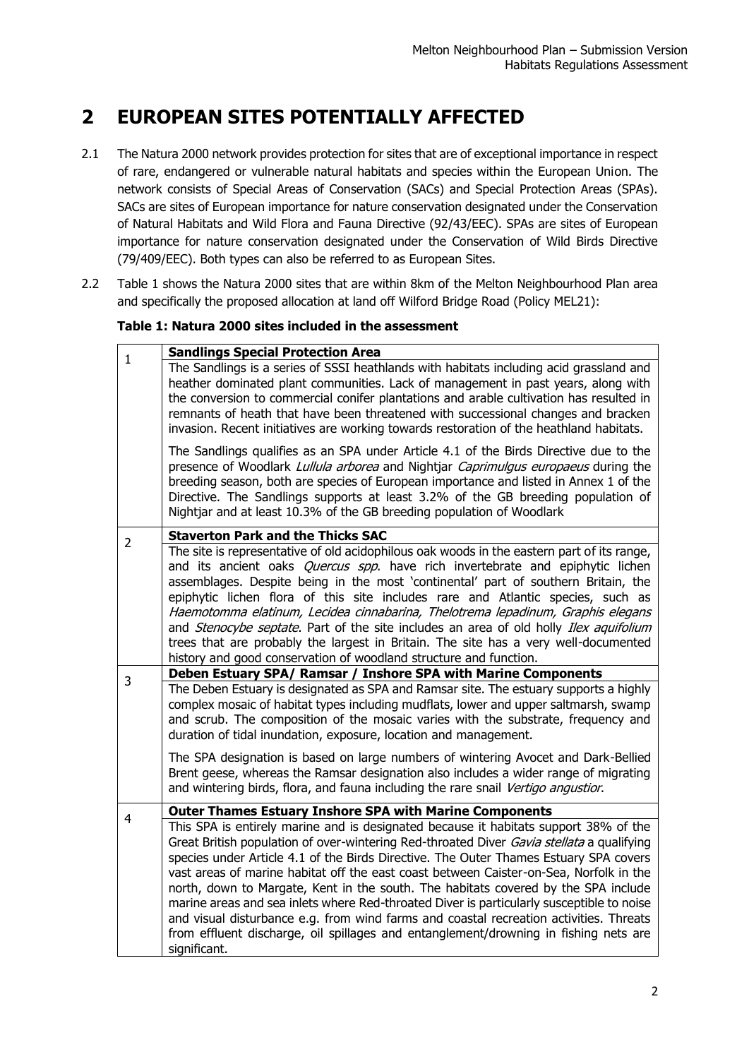# 2 EUROPEAN SITES POTENTIALLY AFFECTED

2.1 The Natura 2000 network provides protection for sites that are of exceptional importance in respect of rare, endangered or vulnerable natural habitats and species within the European Union. The network consists of Special Areas of Conservation (SACs) and Special Protection Areas (SPAs). SACs are sites of European importance for nature conservation designated under the Conservation of Natural Habitats and Wild Flora and Fauna Directive (92/43/EEC). SPAs are sites of European importance for nature conservation designated under the Conservation of Wild Birds Directive (79/409/EEC). Both types can also be referred to as European Sites.

2.2 Table 1 shows the Natura 2000 sites that are within 8km of the Melton Neighbourhood Plan area and specifically the proposed allocation at land off Wilford Bridge Road (Policy MEL21):

**Table 1: Natura 2000 sites included in the assessment**

| | |
|---|---|
| 1 | **Sandlings Special Protection Area**<br>The Sandlings is a series of SSSI heathlands with habitats including acid grassland and heather dominated plant communities. Lack of management in past years, along with the conversion to commercial conifer plantations and arable cultivation has resulted in remnants of heath that have been threatened with successional changes and bracken invasion. Recent initiatives are working towards restoration of the heathland habitats.<br><br>The Sandlings qualifies as an SPA under Article 4.1 of the Birds Directive due to the presence of Woodlark *Lullula arborea* and Nightjar *Caprimulgus europaeus* during the breeding season, both are species of European importance and listed in Annex 1 of the Directive. The Sandlings supports at least 3.2% of the GB breeding population of Nightjar and at least 10.3% of the GB breeding population of Woodlark |
| 2 | **Staverton Park and the Thicks SAC**<br>The site is representative of old acidophilous oak woods in the eastern part of its range, and its ancient oaks *Quercus spp*. have rich invertebrate and epiphytic lichen assemblages. Despite being in the most 'continental' part of southern Britain, the epiphytic lichen flora of this site includes rare and Atlantic species, such as *Haemotomma elatinum, Lecidea cinnabarina, Thelotrema lepadinum, Graphis elegans* and *Stenocybe septate*. Part of the site includes an area of old holly *Ilex aquifolium* trees that are probably the largest in Britain. The site has a very well-documented history and good conservation of woodland structure and function. |
| 3 | **Deben Estuary SPA/ Ramsar / Inshore SPA with Marine Components**<br>The Deben Estuary is designated as SPA and Ramsar site. The estuary supports a highly complex mosaic of habitat types including mudflats, lower and upper saltmarsh, swamp and scrub. The composition of the mosaic varies with the substrate, frequency and duration of tidal inundation, exposure, location and management.<br><br>The SPA designation is based on large numbers of wintering Avocet and Dark-Bellied Brent geese, whereas the Ramsar designation also includes a wider range of migrating and wintering birds, flora, and fauna including the rare snail *Vertigo angustior*. |
| 4 | **Outer Thames Estuary Inshore SPA with Marine Components**<br>This SPA is entirely marine and is designated because it habitats support 38% of the Great British population of over-wintering Red-throated Diver *Gavia stellata* a qualifying species under Article 4.1 of the Birds Directive. The Outer Thames Estuary SPA covers vast areas of marine habitat off the east coast between Caister-on-Sea, Norfolk in the north, down to Margate, Kent in the south. The habitats covered by the SPA include marine areas and sea inlets where Red-throated Diver is particularly susceptible to noise and visual disturbance e.g. from wind farms and coastal recreation activities. Threats from effluent discharge, oil spillages and entanglement/drowning in fishing nets are significant. |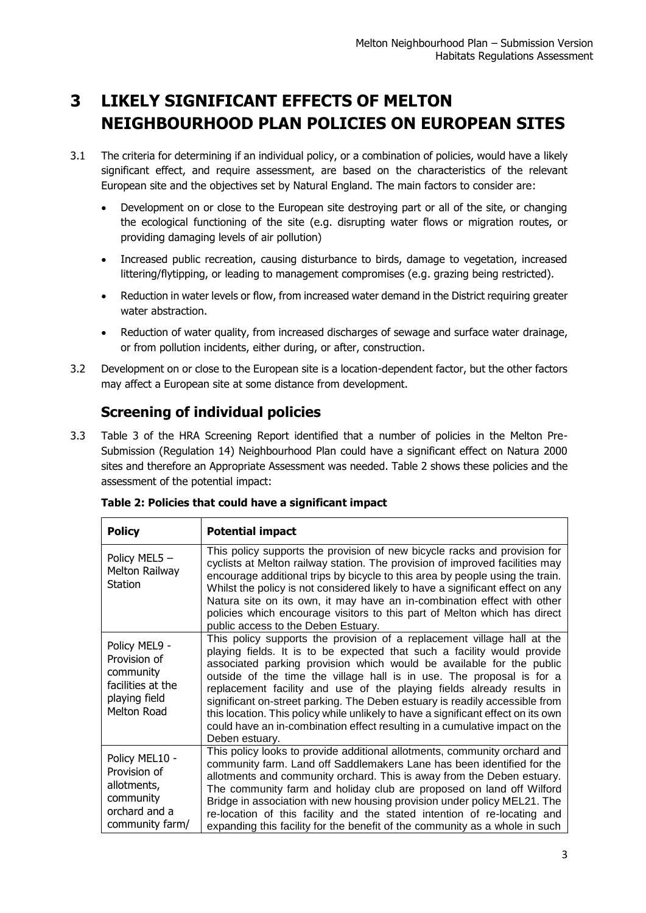# 3 LIKELY SIGNIFICANT EFFECTS OF MELTON NEIGHBOURHOOD PLAN POLICIES ON EUROPEAN SITES

3.1 The criteria for determining if an individual policy, or a combination of policies, would have a likely significant effect, and require assessment, are based on the characteristics of the relevant European site and the objectives set by Natural England. The main factors to consider are:

- Development on or close to the European site destroying part or all of the site, or changing the ecological functioning of the site (e.g. disrupting water flows or migration routes, or providing damaging levels of air pollution)
- Increased public recreation, causing disturbance to birds, damage to vegetation, increased littering/flytipping, or leading to management compromises (e.g. grazing being restricted).
- Reduction in water levels or flow, from increased water demand in the District requiring greater water abstraction.
- Reduction of water quality, from increased discharges of sewage and surface water drainage, or from pollution incidents, either during, or after, construction.

3.2 Development on or close to the European site is a location-dependent factor, but the other factors may affect a European site at some distance from development.

## Screening of individual policies

3.3 Table 3 of the HRA Screening Report identified that a number of policies in the Melton Pre-Submission (Regulation 14) Neighbourhood Plan could have a significant effect on Natura 2000 sites and therefore an Appropriate Assessment was needed. Table 2 shows these policies and the assessment of the potential impact:

**Table 2: Policies that could have a significant impact**

| Policy | Potential impact |
|---|---|
| Policy MEL5 – Melton Railway Station | This policy supports the provision of new bicycle racks and provision for cyclists at Melton railway station. The provision of improved facilities may encourage additional trips by bicycle to this area by people using the train. Whilst the policy is not considered likely to have a significant effect on any Natura site on its own, it may have an in-combination effect with other policies which encourage visitors to this part of Melton which has direct public access to the Deben Estuary. |
| Policy MEL9 - Provision of community facilities at the playing field Melton Road | This policy supports the provision of a replacement village hall at the playing fields. It is to be expected that such a facility would provide associated parking provision which would be available for the public outside of the time the village hall is in use. The proposal is for a replacement facility and use of the playing fields already results in significant on-street parking. The Deben estuary is readily accessible from this location. This policy while unlikely to have a significant effect on its own could have an in-combination effect resulting in a cumulative impact on the Deben estuary. |
| Policy MEL10 - Provision of allotments, community orchard and a community farm/ | This policy looks to provide additional allotments, community orchard and community farm. Land off Saddlemakers Lane has been identified for the allotments and community orchard. This is away from the Deben estuary. The community farm and holiday club are proposed on land off Wilford Bridge in association with new housing provision under policy MEL21. The re-location of this facility and the stated intention of re-locating and expanding this facility for the benefit of the community as a whole in such |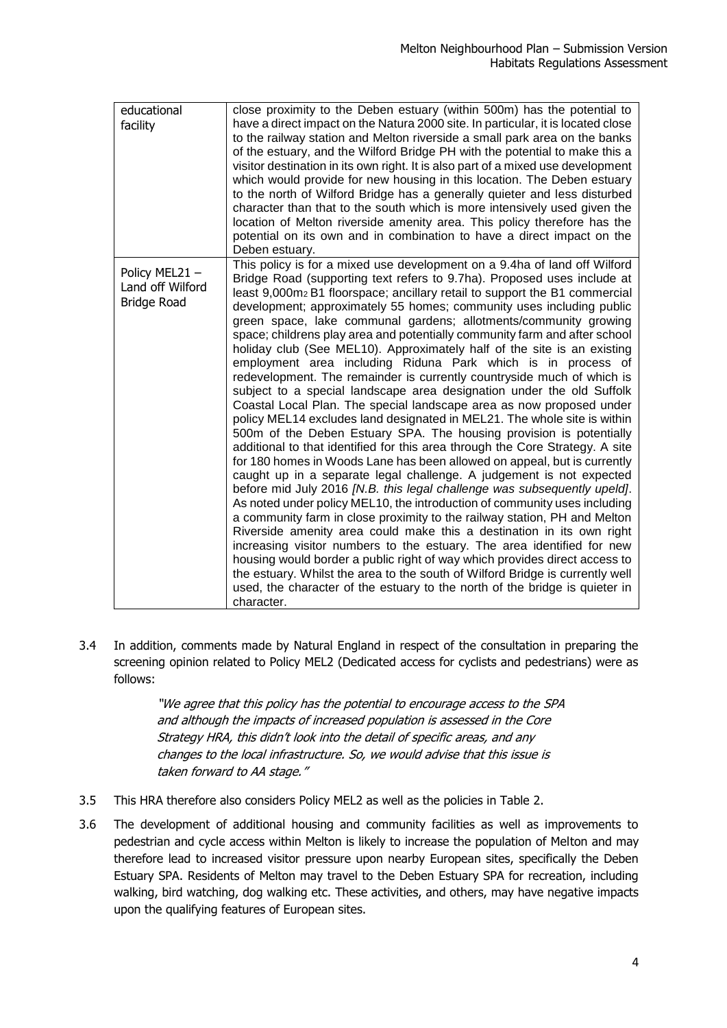| | |
|---|---|
| educational facility | close proximity to the Deben estuary (within 500m) has the potential to have a direct impact on the Natura 2000 site. In particular, it is located close to the railway station and Melton riverside a small park area on the banks of the estuary, and the Wilford Bridge PH with the potential to make this a visitor destination in its own right. It is also part of a mixed use development which would provide for new housing in this location. The Deben estuary to the north of Wilford Bridge has a generally quieter and less disturbed character than that to the south which is more intensively used given the location of Melton riverside amenity area. This policy therefore has the potential on its own and in combination to have a direct impact on the Deben estuary. |
| Policy MEL21 – Land off Wilford Bridge Road | This policy is for a mixed use development on a 9.4ha of land off Wilford Bridge Road (supporting text refers to 9.7ha). Proposed uses include at least 9,000$m_2$ B1 floorspace; ancillary retail to support the B1 commercial development; approximately 55 homes; community uses including public green space, lake communal gardens; allotments/community growing space; childrens play area and potentially community farm and after school holiday club (See MEL10). Approximately half of the site is an existing employment area including Riduna Park which is in process of redevelopment. The remainder is currently countryside much of which is subject to a special landscape area designation under the old Suffolk Coastal Local Plan. The special landscape area as now proposed under policy MEL14 excludes land designated in MEL21. The whole site is within 500m of the Deben Estuary SPA. The housing provision is potentially additional to that identified for this area through the Core Strategy. A site for 180 homes in Woods Lane has been allowed on appeal, but is currently caught up in a separate legal challenge. A judgement is not expected before mid July 2016 *[N.B. this legal challenge was subsequently upeld]*. As noted under policy MEL10, the introduction of community uses including a community farm in close proximity to the railway station, PH and Melton Riverside amenity area could make this a destination in its own right increasing visitor numbers to the estuary. The area identified for new housing would border a public right of way which provides direct access to the estuary. Whilst the area to the south of Wilford Bridge is currently well used, the character of the estuary to the north of the bridge is quieter in character. |

3.4 In addition, comments made by Natural England in respect of the consultation in preparing the screening opinion related to Policy MEL2 (Dedicated access for cyclists and pedestrians) were as follows:

> *"We agree that this policy has the potential to encourage access to the SPA and although the impacts of increased population is assessed in the Core Strategy HRA, this didn't look into the detail of specific areas, and any changes to the local infrastructure. So, we would advise that this issue is taken forward to AA stage."*

3.5 This HRA therefore also considers Policy MEL2 as well as the policies in Table 2.

3.6 The development of additional housing and community facilities as well as improvements to pedestrian and cycle access within Melton is likely to increase the population of Melton and may therefore lead to increased visitor pressure upon nearby European sites, specifically the Deben Estuary SPA. Residents of Melton may travel to the Deben Estuary SPA for recreation, including walking, bird watching, dog walking etc. These activities, and others, may have negative impacts upon the qualifying features of European sites.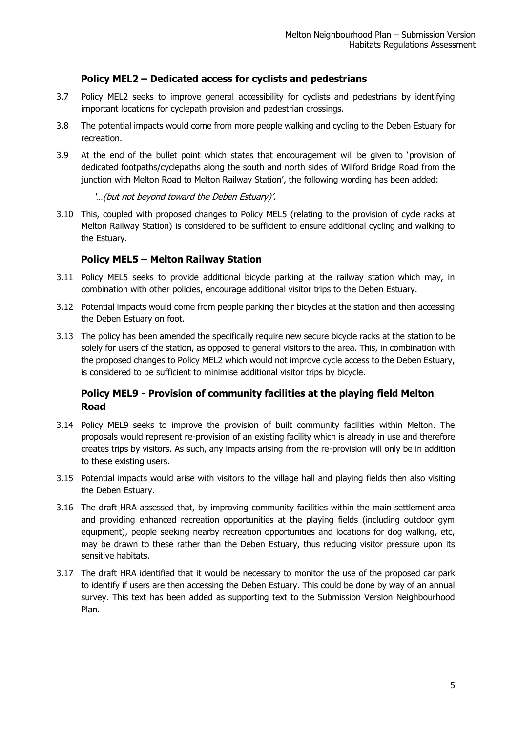### Policy MEL2 – Dedicated access for cyclists and pedestrians

3.7 Policy MEL2 seeks to improve general accessibility for cyclists and pedestrians by identifying important locations for cyclepath provision and pedestrian crossings.

3.8 The potential impacts would come from more people walking and cycling to the Deben Estuary for recreation.

3.9 At the end of the bullet point which states that encouragement will be given to 'provision of dedicated footpaths/cyclepaths along the south and north sides of Wilford Bridge Road from the junction with Melton Road to Melton Railway Station', the following wording has been added:

*'…(but not beyond toward the Deben Estuary)'.*

3.10 This, coupled with proposed changes to Policy MEL5 (relating to the provision of cycle racks at Melton Railway Station) is considered to be sufficient to ensure additional cycling and walking to the Estuary.

### Policy MEL5 – Melton Railway Station

3.11 Policy MEL5 seeks to provide additional bicycle parking at the railway station which may, in combination with other policies, encourage additional visitor trips to the Deben Estuary.

3.12 Potential impacts would come from people parking their bicycles at the station and then accessing the Deben Estuary on foot.

3.13 The policy has been amended the specifically require new secure bicycle racks at the station to be solely for users of the station, as opposed to general visitors to the area. This, in combination with the proposed changes to Policy MEL2 which would not improve cycle access to the Deben Estuary, is considered to be sufficient to minimise additional visitor trips by bicycle.

### Policy MEL9 - Provision of community facilities at the playing field Melton Road

3.14 Policy MEL9 seeks to improve the provision of built community facilities within Melton. The proposals would represent re-provision of an existing facility which is already in use and therefore creates trips by visitors. As such, any impacts arising from the re-provision will only be in addition to these existing users.

3.15 Potential impacts would arise with visitors to the village hall and playing fields then also visiting the Deben Estuary.

3.16 The draft HRA assessed that, by improving community facilities within the main settlement area and providing enhanced recreation opportunities at the playing fields (including outdoor gym equipment), people seeking nearby recreation opportunities and locations for dog walking, etc, may be drawn to these rather than the Deben Estuary, thus reducing visitor pressure upon its sensitive habitats.

3.17 The draft HRA identified that it would be necessary to monitor the use of the proposed car park to identify if users are then accessing the Deben Estuary. This could be done by way of an annual survey. This text has been added as supporting text to the Submission Version Neighbourhood Plan.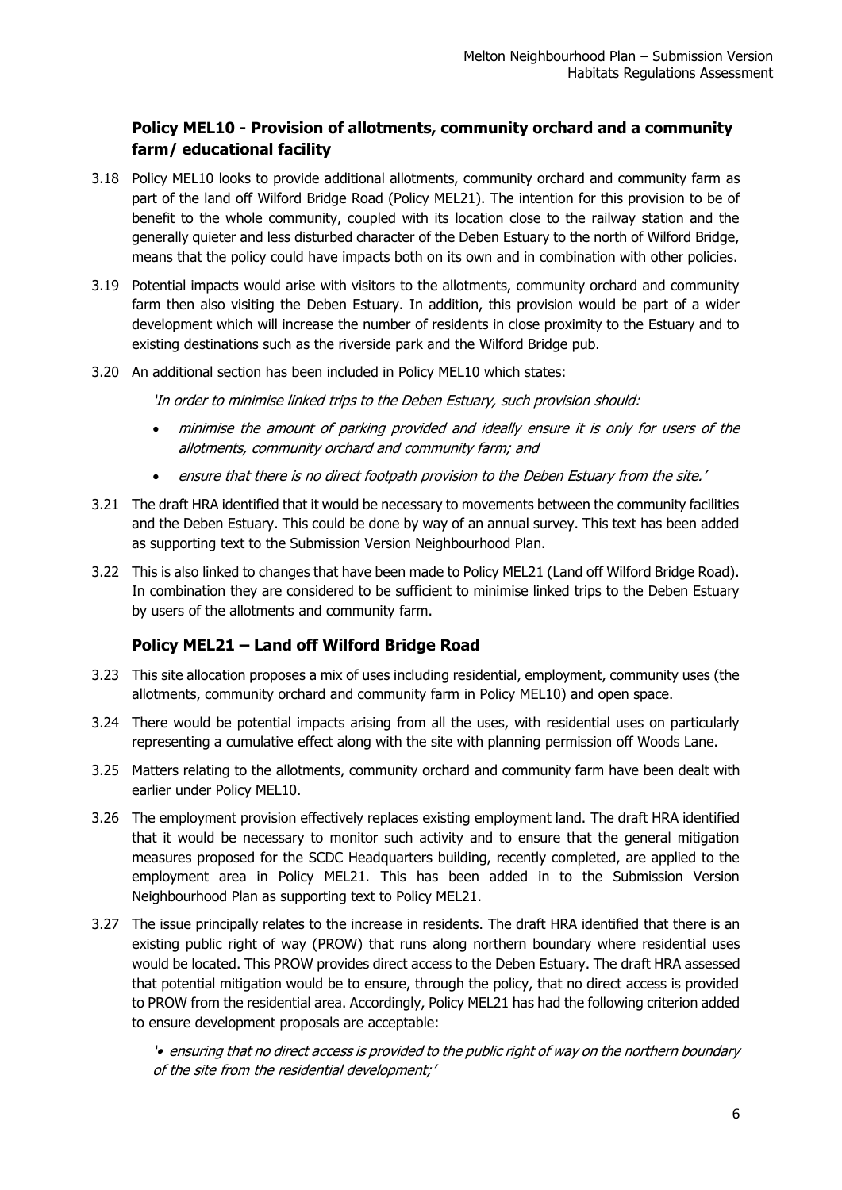### Policy MEL10 - Provision of allotments, community orchard and a community farm/ educational facility

3.18 Policy MEL10 looks to provide additional allotments, community orchard and community farm as part of the land off Wilford Bridge Road (Policy MEL21). The intention for this provision to be of benefit to the whole community, coupled with its location close to the railway station and the generally quieter and less disturbed character of the Deben Estuary to the north of Wilford Bridge, means that the policy could have impacts both on its own and in combination with other policies.

3.19 Potential impacts would arise with visitors to the allotments, community orchard and community farm then also visiting the Deben Estuary. In addition, this provision would be part of a wider development which will increase the number of residents in close proximity to the Estuary and to existing destinations such as the riverside park and the Wilford Bridge pub.

3.20 An additional section has been included in Policy MEL10 which states:

*'In order to minimise linked trips to the Deben Estuary, such provision should:*

- *minimise the amount of parking provided and ideally ensure it is only for users of the allotments, community orchard and community farm; and*
- *ensure that there is no direct footpath provision to the Deben Estuary from the site.'*

3.21 The draft HRA identified that it would be necessary to movements between the community facilities and the Deben Estuary. This could be done by way of an annual survey. This text has been added as supporting text to the Submission Version Neighbourhood Plan.

3.22 This is also linked to changes that have been made to Policy MEL21 (Land off Wilford Bridge Road). In combination they are considered to be sufficient to minimise linked trips to the Deben Estuary by users of the allotments and community farm.

### Policy MEL21 – Land off Wilford Bridge Road

3.23 This site allocation proposes a mix of uses including residential, employment, community uses (the allotments, community orchard and community farm in Policy MEL10) and open space.

3.24 There would be potential impacts arising from all the uses, with residential uses on particularly representing a cumulative effect along with the site with planning permission off Woods Lane.

3.25 Matters relating to the allotments, community orchard and community farm have been dealt with earlier under Policy MEL10.

3.26 The employment provision effectively replaces existing employment land. The draft HRA identified that it would be necessary to monitor such activity and to ensure that the general mitigation measures proposed for the SCDC Headquarters building, recently completed, are applied to the employment area in Policy MEL21. This has been added in to the Submission Version Neighbourhood Plan as supporting text to Policy MEL21.

3.27 The issue principally relates to the increase in residents. The draft HRA identified that there is an existing public right of way (PROW) that runs along northern boundary where residential uses would be located. This PROW provides direct access to the Deben Estuary. The draft HRA assessed that potential mitigation would be to ensure, through the policy, that no direct access is provided to PROW from the residential area. Accordingly, Policy MEL21 has had the following criterion added to ensure development proposals are acceptable:

*'• ensuring that no direct access is provided to the public right of way on the northern boundary of the site from the residential development;'*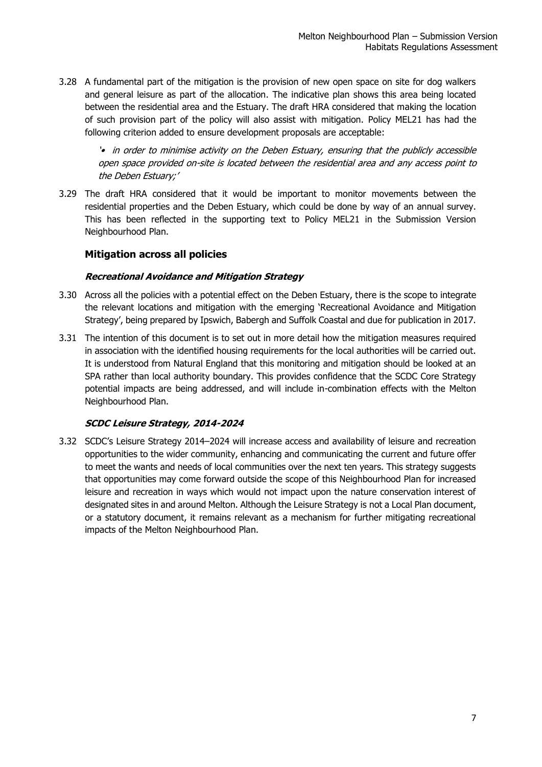3.28 A fundamental part of the mitigation is the provision of new open space on site for dog walkers and general leisure as part of the allocation. The indicative plan shows this area being located between the residential area and the Estuary. The draft HRA considered that making the location of such provision part of the policy will also assist with mitigation. Policy MEL21 has had the following criterion added to ensure development proposals are acceptable:

> *'• in order to minimise activity on the Deben Estuary, ensuring that the publicly accessible open space provided on-site is located between the residential area and any access point to the Deben Estuary;'*

3.29 The draft HRA considered that it would be important to monitor movements between the residential properties and the Deben Estuary, which could be done by way of an annual survey. This has been reflected in the supporting text to Policy MEL21 in the Submission Version Neighbourhood Plan.

### Mitigation across all policies

#### *Recreational Avoidance and Mitigation Strategy*

3.30 Across all the policies with a potential effect on the Deben Estuary, there is the scope to integrate the relevant locations and mitigation with the emerging 'Recreational Avoidance and Mitigation Strategy', being prepared by Ipswich, Babergh and Suffolk Coastal and due for publication in 2017.

3.31 The intention of this document is to set out in more detail how the mitigation measures required in association with the identified housing requirements for the local authorities will be carried out. It is understood from Natural England that this monitoring and mitigation should be looked at an SPA rather than local authority boundary. This provides confidence that the SCDC Core Strategy potential impacts are being addressed, and will include in-combination effects with the Melton Neighbourhood Plan.

#### *SCDC Leisure Strategy, 2014-2024*

3.32 SCDC's Leisure Strategy 2014–2024 will increase access and availability of leisure and recreation opportunities to the wider community, enhancing and communicating the current and future offer to meet the wants and needs of local communities over the next ten years. This strategy suggests that opportunities may come forward outside the scope of this Neighbourhood Plan for increased leisure and recreation in ways which would not impact upon the nature conservation interest of designated sites in and around Melton. Although the Leisure Strategy is not a Local Plan document, or a statutory document, it remains relevant as a mechanism for further mitigating recreational impacts of the Melton Neighbourhood Plan.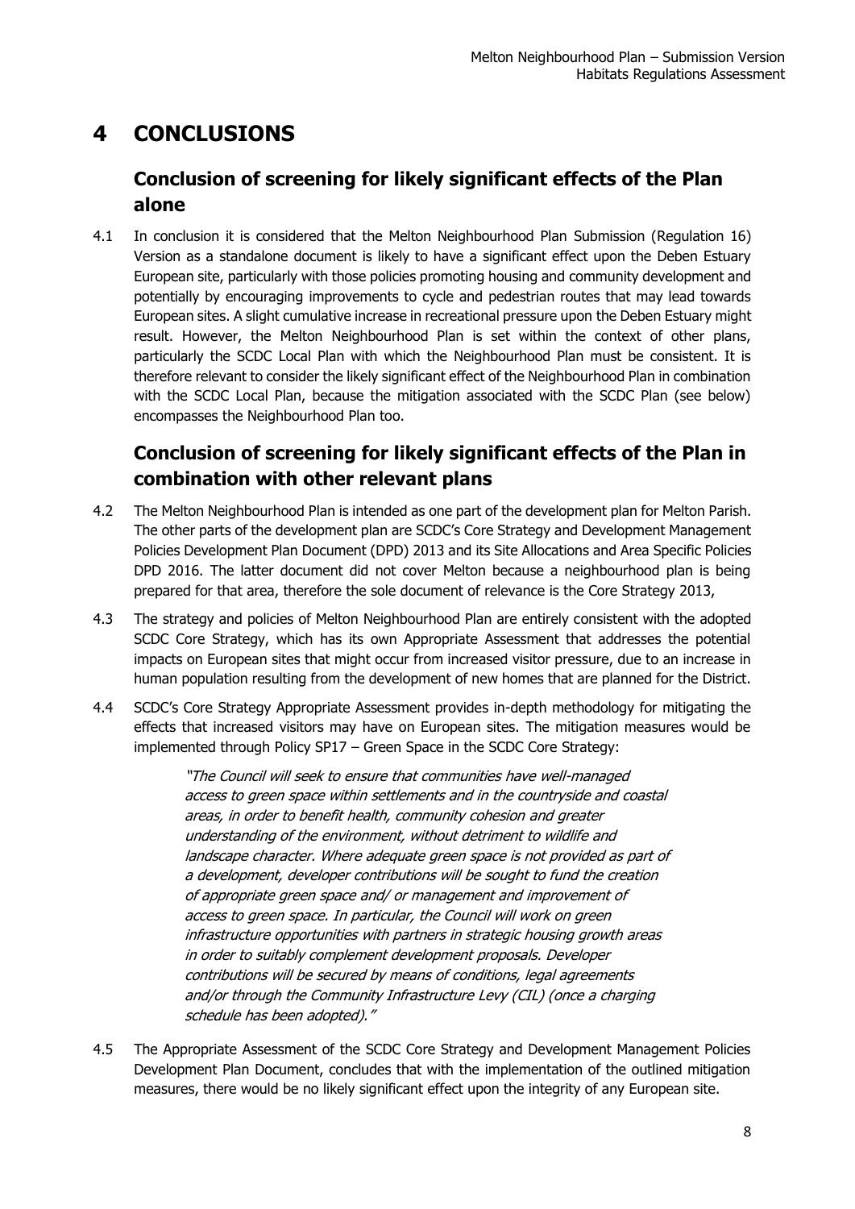# 4 CONCLUSIONS

## Conclusion of screening for likely significant effects of the Plan alone

4.1 In conclusion it is considered that the Melton Neighbourhood Plan Submission (Regulation 16) Version as a standalone document is likely to have a significant effect upon the Deben Estuary European site, particularly with those policies promoting housing and community development and potentially by encouraging improvements to cycle and pedestrian routes that may lead towards European sites. A slight cumulative increase in recreational pressure upon the Deben Estuary might result. However, the Melton Neighbourhood Plan is set within the context of other plans, particularly the SCDC Local Plan with which the Neighbourhood Plan must be consistent. It is therefore relevant to consider the likely significant effect of the Neighbourhood Plan in combination with the SCDC Local Plan, because the mitigation associated with the SCDC Plan (see below) encompasses the Neighbourhood Plan too.

## Conclusion of screening for likely significant effects of the Plan in combination with other relevant plans

4.2 The Melton Neighbourhood Plan is intended as one part of the development plan for Melton Parish. The other parts of the development plan are SCDC's Core Strategy and Development Management Policies Development Plan Document (DPD) 2013 and its Site Allocations and Area Specific Policies DPD 2016. The latter document did not cover Melton because a neighbourhood plan is being prepared for that area, therefore the sole document of relevance is the Core Strategy 2013,

4.3 The strategy and policies of Melton Neighbourhood Plan are entirely consistent with the adopted SCDC Core Strategy, which has its own Appropriate Assessment that addresses the potential impacts on European sites that might occur from increased visitor pressure, due to an increase in human population resulting from the development of new homes that are planned for the District.

4.4 SCDC's Core Strategy Appropriate Assessment provides in-depth methodology for mitigating the effects that increased visitors may have on European sites. The mitigation measures would be implemented through Policy SP17 – Green Space in the SCDC Core Strategy:

> *"The Council will seek to ensure that communities have well-managed access to green space within settlements and in the countryside and coastal areas, in order to benefit health, community cohesion and greater understanding of the environment, without detriment to wildlife and landscape character. Where adequate green space is not provided as part of a development, developer contributions will be sought to fund the creation of appropriate green space and/ or management and improvement of access to green space. In particular, the Council will work on green infrastructure opportunities with partners in strategic housing growth areas in order to suitably complement development proposals. Developer contributions will be secured by means of conditions, legal agreements and/or through the Community Infrastructure Levy (CIL) (once a charging schedule has been adopted)."*

4.5 The Appropriate Assessment of the SCDC Core Strategy and Development Management Policies Development Plan Document, concludes that with the implementation of the outlined mitigation measures, there would be no likely significant effect upon the integrity of any European site.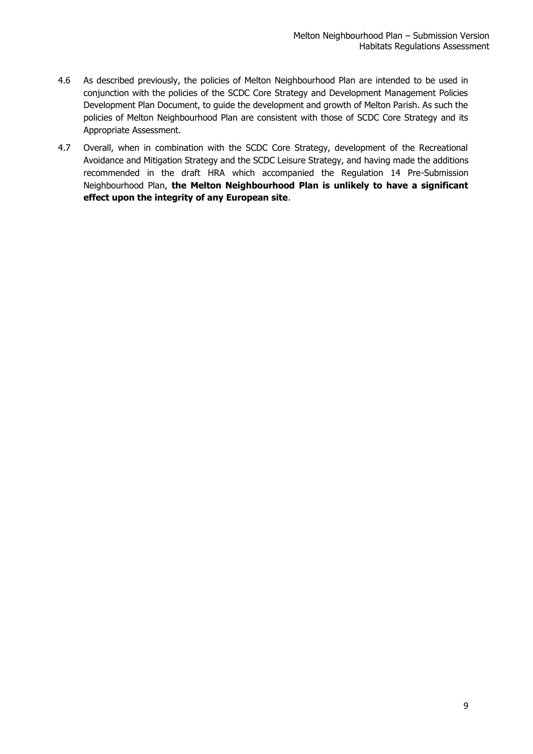4.6 As described previously, the policies of Melton Neighbourhood Plan are intended to be used in conjunction with the policies of the SCDC Core Strategy and Development Management Policies Development Plan Document, to guide the development and growth of Melton Parish. As such the policies of Melton Neighbourhood Plan are consistent with those of SCDC Core Strategy and its Appropriate Assessment.

4.7 Overall, when in combination with the SCDC Core Strategy, development of the Recreational Avoidance and Mitigation Strategy and the SCDC Leisure Strategy, and having made the additions recommended in the draft HRA which accompanied the Regulation 14 Pre-Submission Neighbourhood Plan, **the Melton Neighbourhood Plan is unlikely to have a significant effect upon the integrity of any European site**.